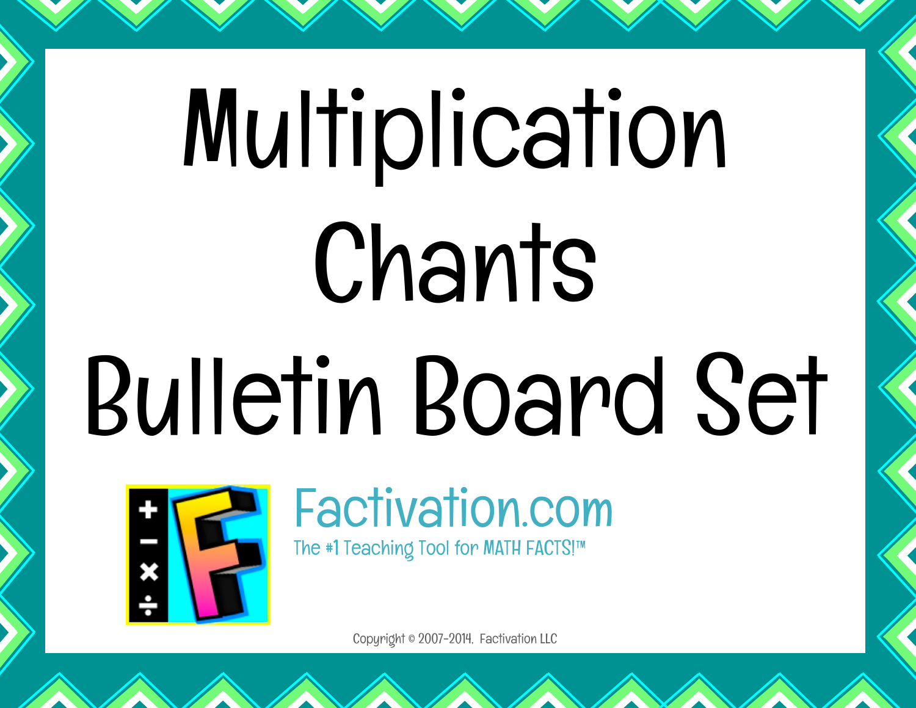# Multiplication Chants Bulletin Board Set

Factivation.com

The #1 Teaching Tool for MATH FACTS!™

Copyright © 2007-2014, Factivation LLC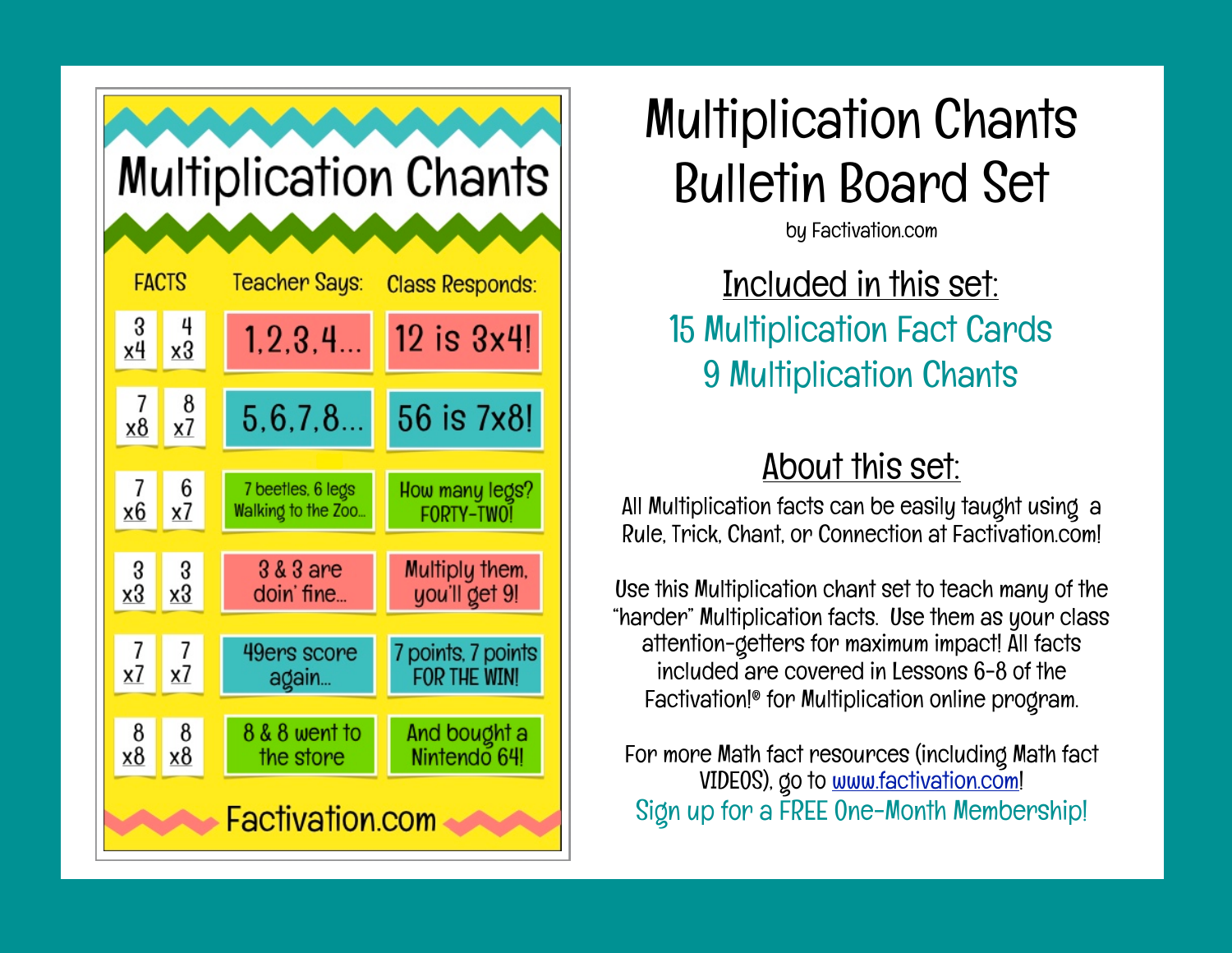# Multiplication Chants

| FACTS | | Teacher Says: | Class Responds: |
|---|---|---|---|
| 3 x4 | 4 x3 | 1,2,3,4... | 12 is 3x4! |
| 7 x8 | 8 x7 | 5,6,7,8... | 56 is 7x8! |
| 7 x6 | 6 x7 | 7 beetles, 6 legs Walking to the Zoo... | How many legs? FORTY-TWO! |
| 3 x3 | 3 x3 | 3 & 3 are doin' fine... | Multiply them, you'll get 9! |
| 7 x7 | 7 x7 | 49ers score again... | 7 points, 7 points FOR THE WIN! |
| 8 x8 | 8 x8 | 8 & 8 went to the store | And bought a Nintendo 64! |

Factivation.com

# Multiplication Chants Bulletin Board Set

by Factivation.com

## Included in this set:

15 Multiplication Fact Cards

9 Multiplication Chants

## About this set:

All Multiplication facts can be easily taught using a Rule, Trick, Chant, or Connection at Factivation.com!

Use this Multiplication chant set to teach many of the "harder" Multiplication facts. Use them as your class attention-getters for maximum impact! All facts included are covered in Lessons 6-8 of the Factivation!® for Multiplication online program.

For more Math fact resources (including Math fact VIDEOS), go to www.factivation.com!

Sign up for a FREE One-Month Membership!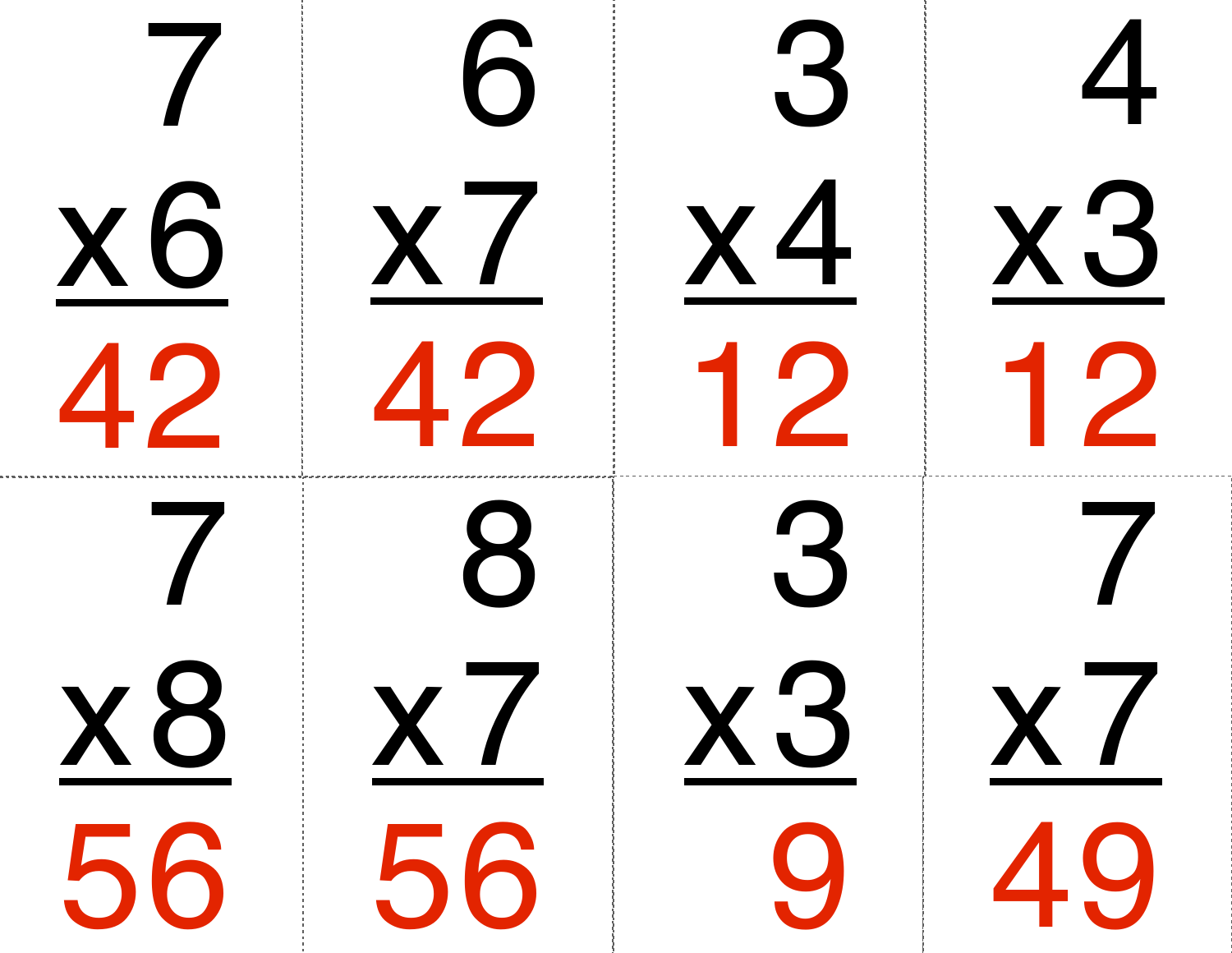| | | | |
|---|---|---|---|
| $7 \times 6 = 42$ | $6 \times 7 = 42$ | $3 \times 4 = 12$ | $4 \times 3 = 12$ |
| $7 \times 8 = 56$ | $8 \times 7 = 56$ | $3 \times 3 = 9$ | $7 \times 7 = 49$ |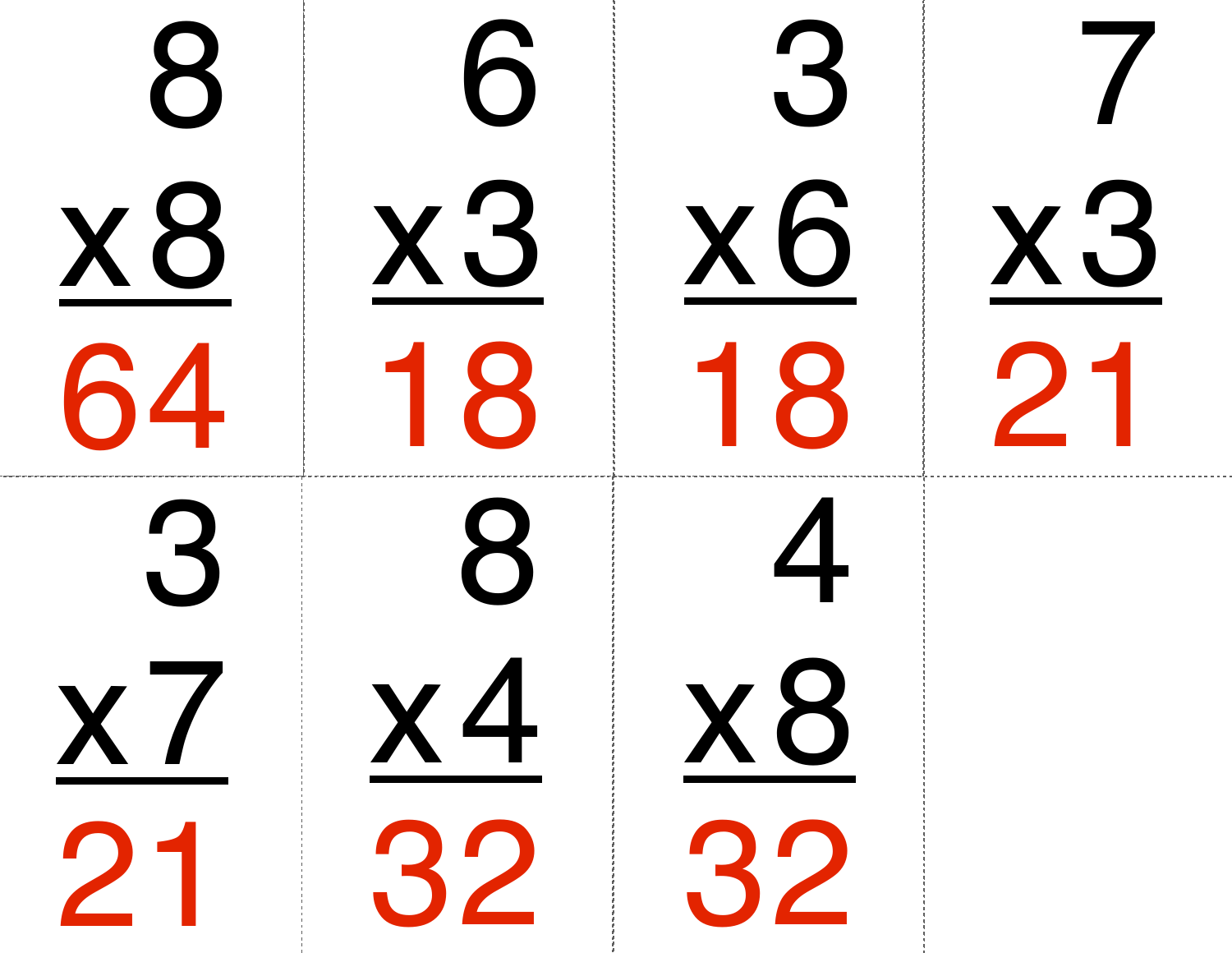| | | | |
|---|---|---|---|
| $\begin{array}{r} 8 \\ \times 8 \\ \hline 64 \end{array}$ | $\begin{array}{r} 6 \\ \times 3 \\ \hline 18 \end{array}$ | $\begin{array}{r} 3 \\ \times 6 \\ \hline 18 \end{array}$ | $\begin{array}{r} 7 \\ \times 3 \\ \hline 21 \end{array}$ |
| $\begin{array}{r} 3 \\ \times 7 \\ \hline 21 \end{array}$ | $\begin{array}{r} 8 \\ \times 4 \\ \hline 32 \end{array}$ | $\begin{array}{r} 4 \\ \times 8 \\ \hline 32 \end{array}$ | |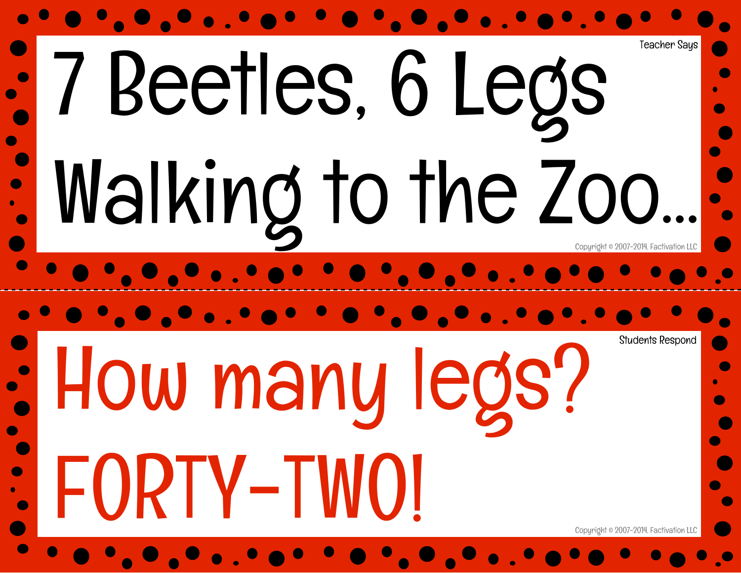Teacher Says

# 7 Beetles, 6 Legs Walking to the Zoo...

Copyright © 2007-2014, Factivation LLC

---

Students Respond

# How many legs? FORTY-TWO!

Copyright © 2007-2014, Factivation LLC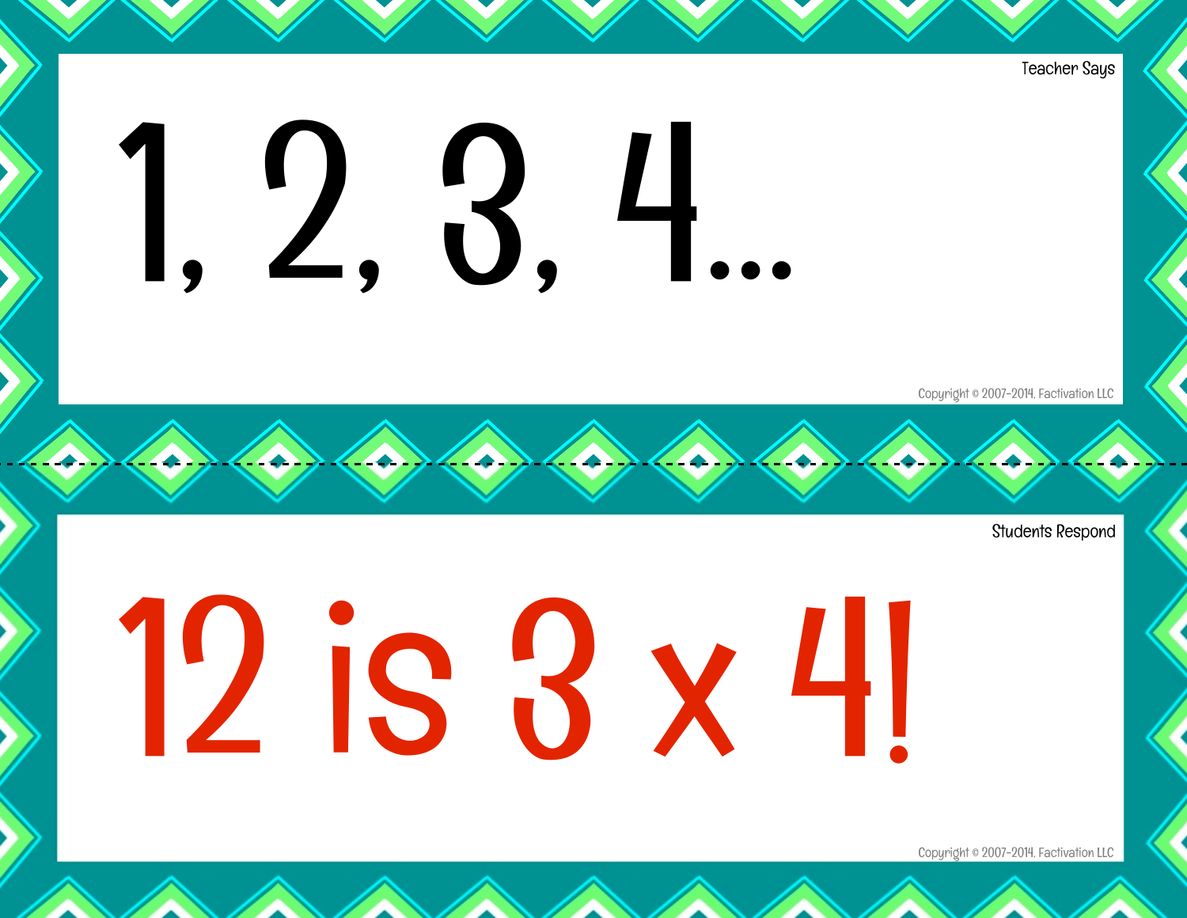Teacher Says

# 1, 2, 3, 4...

Copyright © 2007-2014, Factivation LLC

Students Respond

# 12 is 3 x 4!

Copyright © 2007-2014, Factivation LLC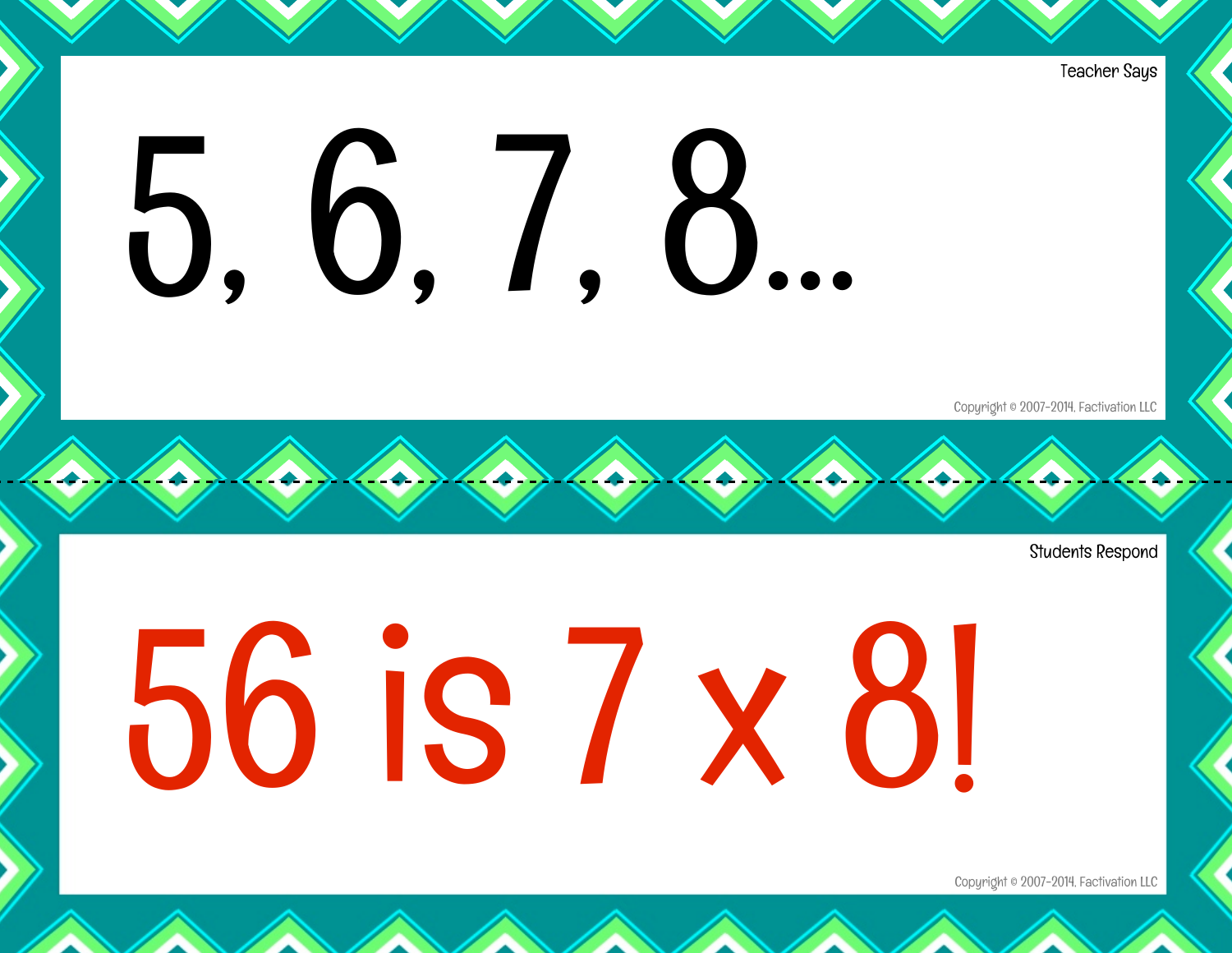Teacher Says

# 5, 6, 7, 8...

Copyright © 2007-2014, Factivation LLC

Students Respond

# 56 is 7 x 8!

Copyright © 2007-2014, Factivation LLC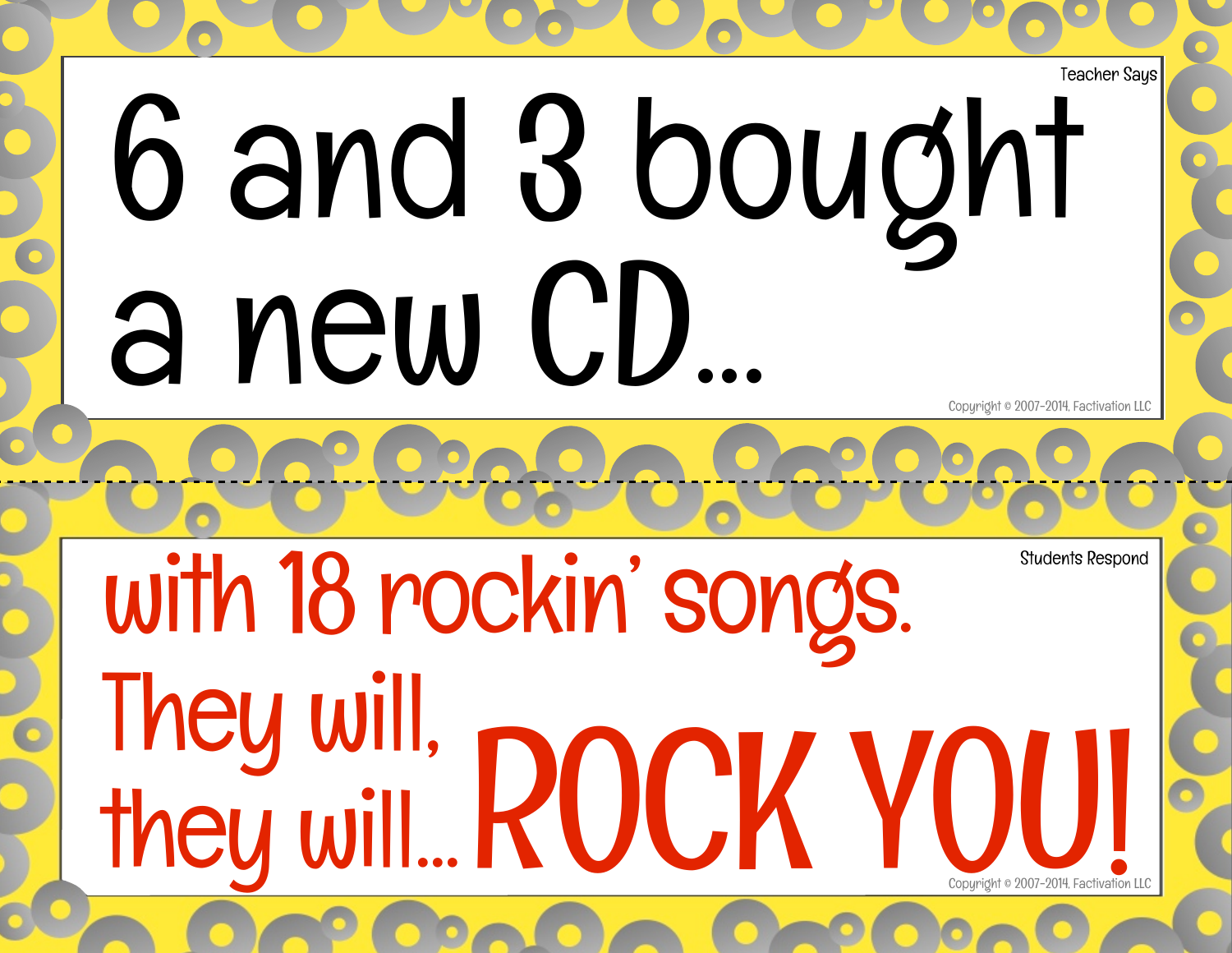Teacher Says

# 6 and 3 bought a new CD...

Copyright © 2007-2014, Factivation LLC

Students Respond

# with 18 rockin' songs. They will, they will... ROCK YOU!

Copyright © 2007-2014, Factivation LLC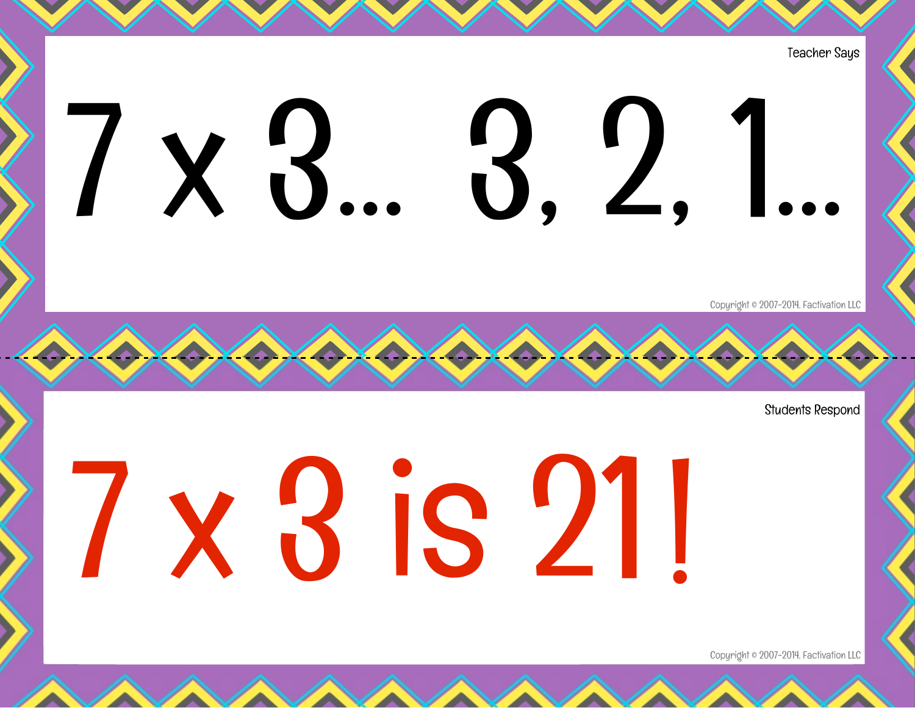Teacher Says

# 7 x 3... 3, 2, 1...

Copyright © 2007-2014, Factivation LLC

Students Respond

# 7 x 3 is 21!

Copyright © 2007-2014, Factivation LLC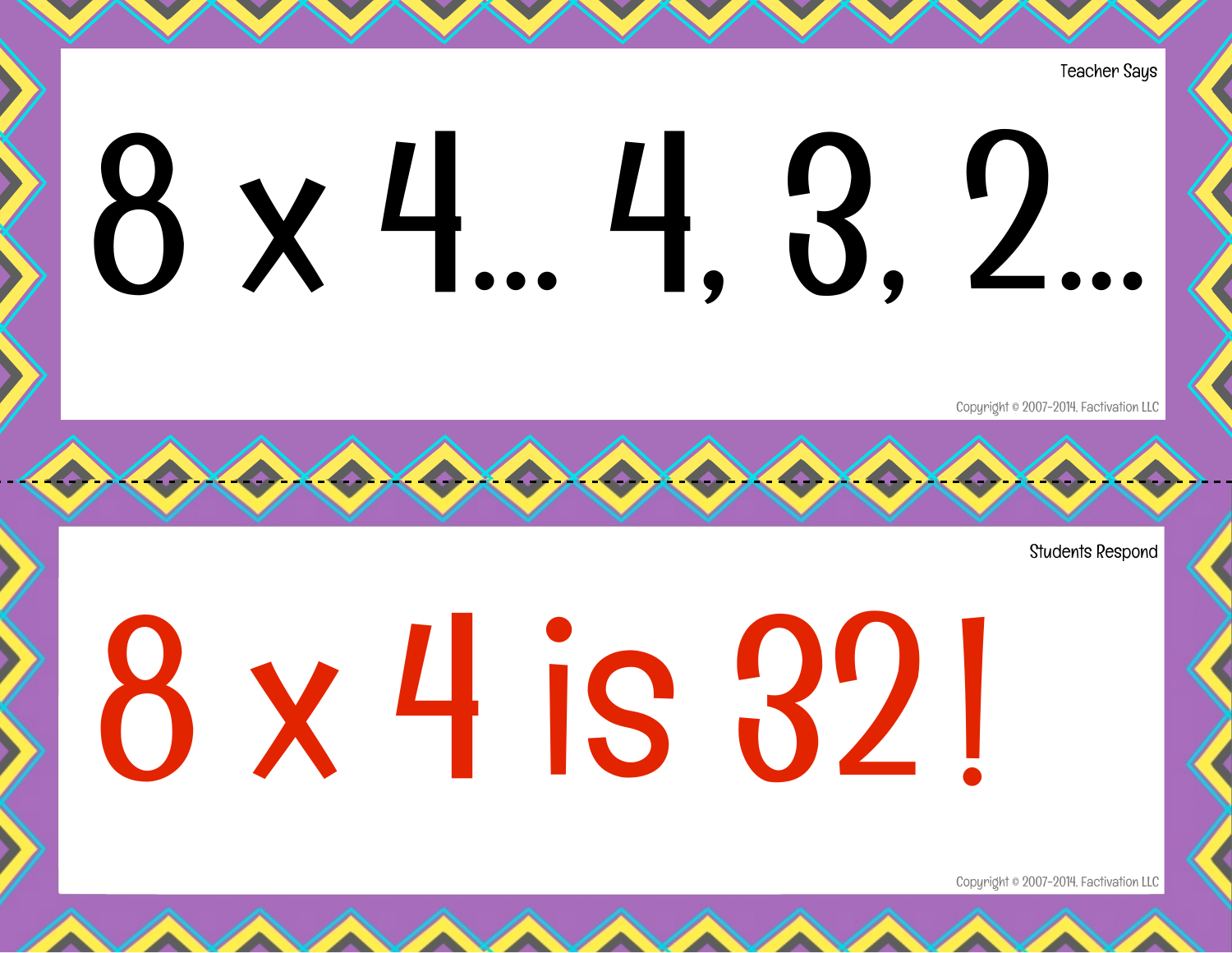Teacher Says

# 8 x 4… 4, 3, 2…

Students Respond

# 8 x 4 is 32!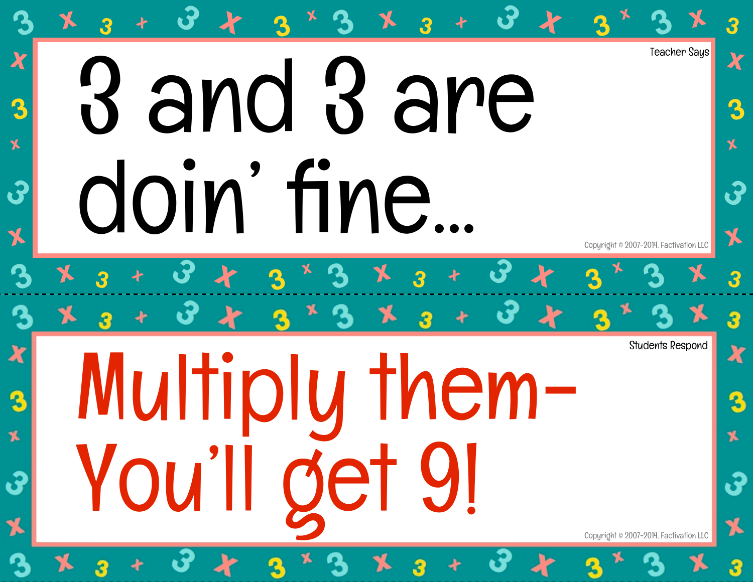Teacher Says

# 3 and 3 are doin' fine...

Copyright © 2007-2014, Factivation LLC

Students Respond

# Multiply them-
# You'll get 9!

Copyright © 2007-2014, Factivation LLC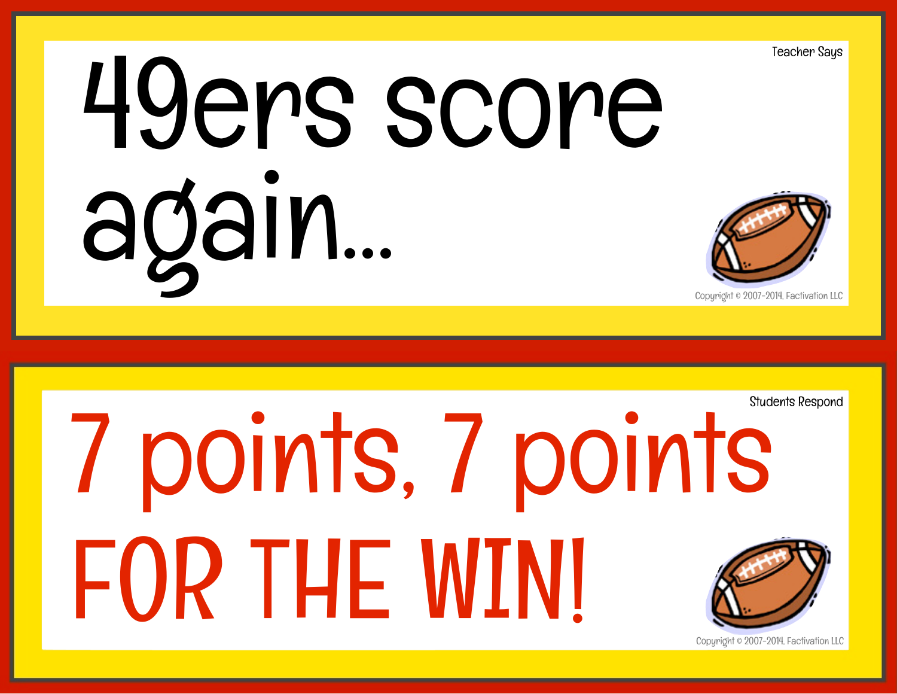Teacher Says

# 49ers score again...

Copyright © 2007-2014, Factivation LLC

Students Respond

# 7 points, 7 points FOR THE WIN!

Copyright © 2007-2014, Factivation LLC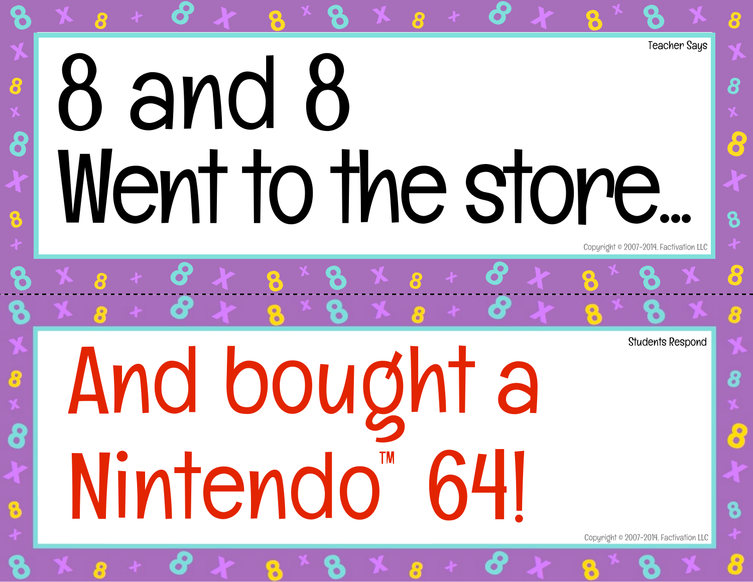Teacher Says

# 8 and 8
# Went to the store…

Copyright © 2007-2014. Factivation LLC

Students Respond

# And bought a
# Nintendo™ 64!

Copyright © 2007-2014. Factivation LLC